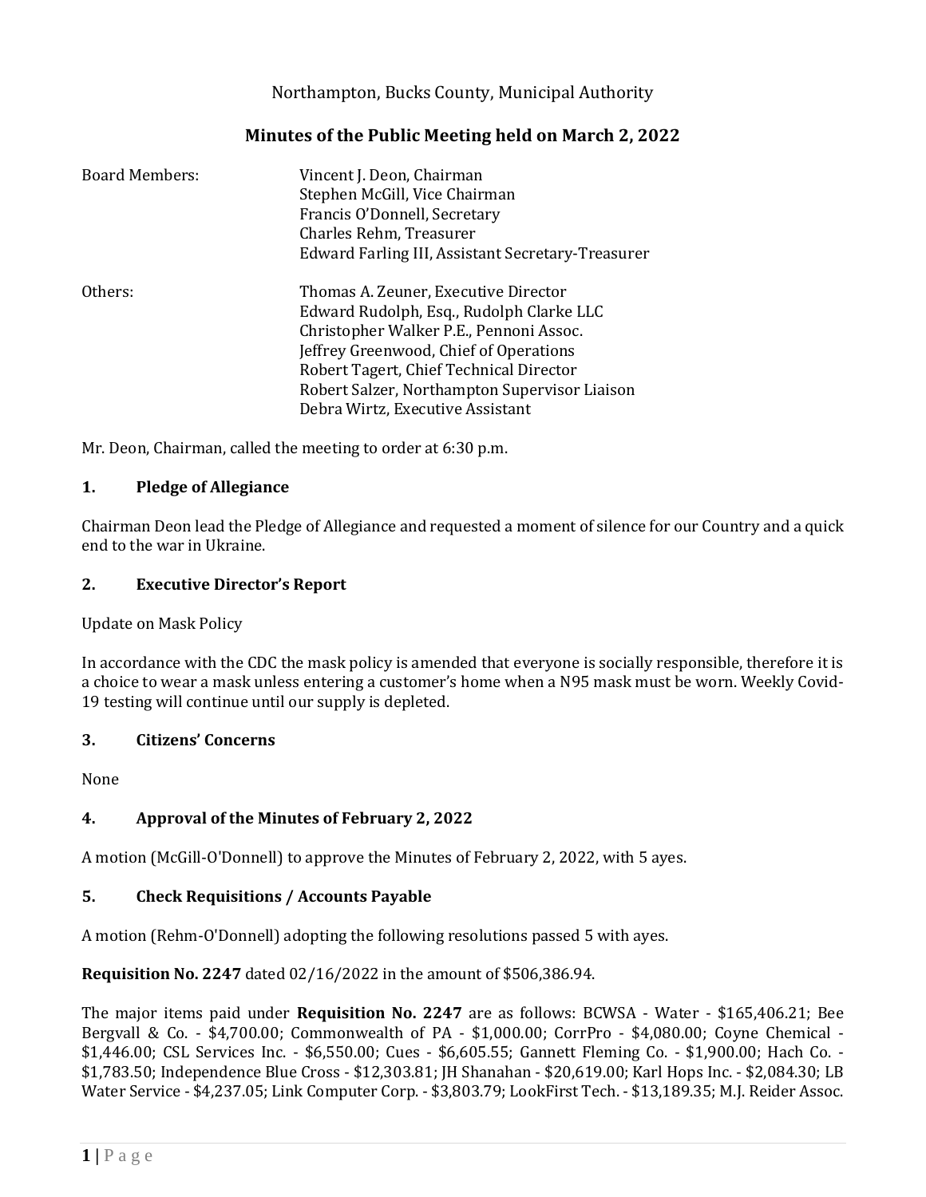Northampton, Bucks County, Municipal Authority

# Minutes of the Public Meeting held on March 2, 2022

| | |
|---|---|
| Board Members: | Vincent J. Deon, Chairman<br>Stephen McGill, Vice Chairman<br>Francis O'Donnell, Secretary<br>Charles Rehm, Treasurer<br>Edward Farling III, Assistant Secretary-Treasurer |
| Others: | Thomas A. Zeuner, Executive Director<br>Edward Rudolph, Esq., Rudolph Clarke LLC<br>Christopher Walker P.E., Pennoni Assoc.<br>Jeffrey Greenwood, Chief of Operations<br>Robert Tagert, Chief Technical Director<br>Robert Salzer, Northampton Supervisor Liaison<br>Debra Wirtz, Executive Assistant |

Mr. Deon, Chairman, called the meeting to order at 6:30 p.m.

## 1. Pledge of Allegiance

Chairman Deon lead the Pledge of Allegiance and requested a moment of silence for our Country and a quick end to the war in Ukraine.

## 2. Executive Director's Report

Update on Mask Policy

In accordance with the CDC the mask policy is amended that everyone is socially responsible, therefore it is a choice to wear a mask unless entering a customer's home when a N95 mask must be worn. Weekly Covid-19 testing will continue until our supply is depleted.

## 3. Citizens' Concerns

None

## 4. Approval of the Minutes of February 2, 2022

A motion (McGill-O'Donnell) to approve the Minutes of February 2, 2022, with 5 ayes.

## 5. Check Requisitions / Accounts Payable

A motion (Rehm-O'Donnell) adopting the following resolutions passed 5 with ayes.

**Requisition No. 2247** dated 02/16/2022 in the amount of $506,386.94.

The major items paid under **Requisition No. 2247** are as follows: BCWSA - Water - $165,406.21; Bee Bergvall & Co. - $4,700.00; Commonwealth of PA - $1,000.00; CorrPro - $4,080.00; Coyne Chemical - $1,446.00; CSL Services Inc. - $6,550.00; Cues - $6,605.55; Gannett Fleming Co. - $1,900.00; Hach Co. - $1,783.50; Independence Blue Cross - $12,303.81; JH Shanahan - $20,619.00; Karl Hops Inc. - $2,084.30; LB Water Service - $4,237.05; Link Computer Corp. - $3,803.79; LookFirst Tech. - $13,189.35; M.J. Reider Assoc.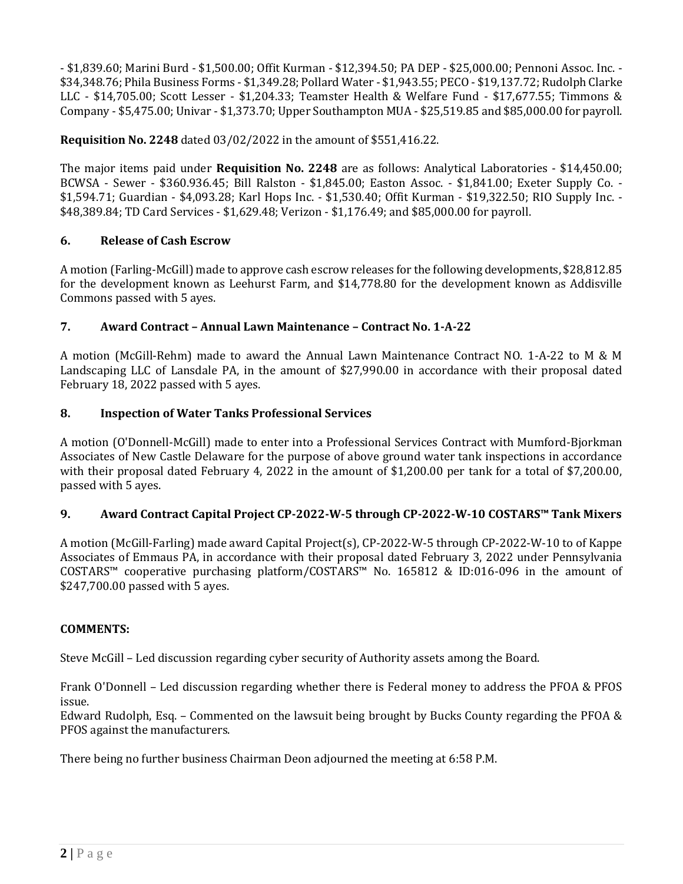- $1,839.60; Marini Burd - $1,500.00; Offit Kurman - $12,394.50; PA DEP - $25,000.00; Pennoni Assoc. Inc. - $34,348.76; Phila Business Forms - $1,349.28; Pollard Water - $1,943.55; PECO - $19,137.72; Rudolph Clarke LLC - $14,705.00; Scott Lesser - $1,204.33; Teamster Health & Welfare Fund - $17,677.55; Timmons & Company - $5,475.00; Univar - $1,373.70; Upper Southampton MUA - $25,519.85 and $85,000.00 for payroll.

**Requisition No. 2248** dated 03/02/2022 in the amount of $551,416.22.

The major items paid under **Requisition No. 2248** are as follows: Analytical Laboratories - $14,450.00; BCWSA - Sewer - $360.936.45; Bill Ralston - $1,845.00; Easton Assoc. - $1,841.00; Exeter Supply Co. - $1,594.71; Guardian - $4,093.28; Karl Hops Inc. - $1,530.40; Offit Kurman - $19,322.50; RIO Supply Inc. - $48,389.84; TD Card Services - $1,629.48; Verizon - $1,176.49; and $85,000.00 for payroll.

**6. Release of Cash Escrow**

A motion (Farling-McGill) made to approve cash escrow releases for the following developments, $28,812.85 for the development known as Leehurst Farm, and $14,778.80 for the development known as Addisville Commons passed with 5 ayes.

**7. Award Contract – Annual Lawn Maintenance – Contract No. 1-A-22**

A motion (McGill-Rehm) made to award the Annual Lawn Maintenance Contract NO. 1-A-22 to M & M Landscaping LLC of Lansdale PA, in the amount of $27,990.00 in accordance with their proposal dated February 18, 2022 passed with 5 ayes.

**8. Inspection of Water Tanks Professional Services**

A motion (O'Donnell-McGill) made to enter into a Professional Services Contract with Mumford-Bjorkman Associates of New Castle Delaware for the purpose of above ground water tank inspections in accordance with their proposal dated February 4, 2022 in the amount of $1,200.00 per tank for a total of $7,200.00, passed with 5 ayes.

**9. Award Contract Capital Project CP-2022-W-5 through CP-2022-W-10 COSTARS™ Tank Mixers**

A motion (McGill-Farling) made award Capital Project(s), CP-2022-W-5 through CP-2022-W-10 to of Kappe Associates of Emmaus PA, in accordance with their proposal dated February 3, 2022 under Pennsylvania COSTARS™ cooperative purchasing platform/COSTARS™ No. 165812 & ID:016-096 in the amount of $247,700.00 passed with 5 ayes.

**COMMENTS:**

Steve McGill – Led discussion regarding cyber security of Authority assets among the Board.

Frank O'Donnell – Led discussion regarding whether there is Federal money to address the PFOA & PFOS issue.
Edward Rudolph, Esq. – Commented on the lawsuit being brought by Bucks County regarding the PFOA & PFOS against the manufacturers.

There being no further business Chairman Deon adjourned the meeting at 6:58 P.M.